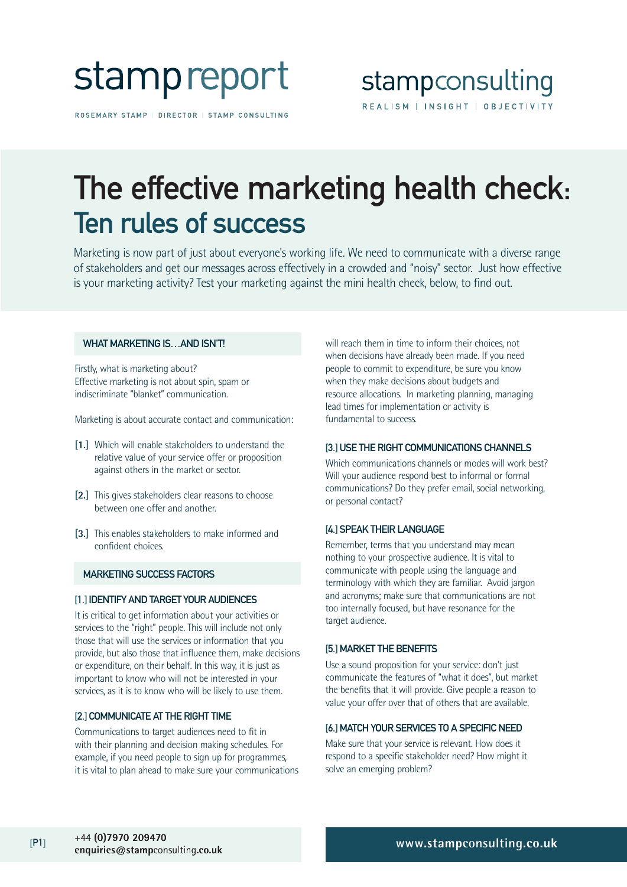stamp report

ROSEMARY STAMP | DIRECTOR | STAMP CONSULTING

stampconsulting

REALISM | INSIGHT | OBJECTIVITY

# The effective marketing health check:
## Ten rules of success

Marketing is now part of just about everyone's working life. We need to communicate with a diverse range of stakeholders and get our messages across effectively in a crowded and "noisy" sector. Just how effective is your marketing activity? Test your marketing against the mini health check, below, to find out.

### WHAT MARKETING IS…AND ISN'T!

Firstly, what is marketing about?
Effective marketing is not about spin, spam or indiscriminate "blanket" communication.

Marketing is about accurate contact and communication:

**[1.]** Which will enable stakeholders to understand the relative value of your service offer or proposition against others in the market or sector.

**[2.]** This gives stakeholders clear reasons to choose between one offer and another.

**[3.]** This enables stakeholders to make informed and confident choices.

### MARKETING SUCCESS FACTORS

#### [1.] IDENTIFY AND TARGET YOUR AUDIENCES

It is critical to get information about your activities or services to the "right" people. This will include not only those that will use the services or information that you provide, but also those that influence them, make decisions or expenditure, on their behalf. In this way, it is just as important to know who will not be interested in your services, as it is to know who will be likely to use them.

#### [2.] COMMUNICATE AT THE RIGHT TIME

Communications to target audiences need to fit in with their planning and decision making schedules. For example, if you need people to sign up for programmes, it is vital to plan ahead to make sure your communications will reach them in time to inform their choices, not when decisions have already been made. If you need people to commit to expenditure, be sure you know when they make decisions about budgets and resource allocations. In marketing planning, managing lead times for implementation or activity is fundamental to success.

#### [3.] USE THE RIGHT COMMUNICATIONS CHANNELS

Which communications channels or modes will work best? Will your audience respond best to informal or formal communications? Do they prefer email, social networking, or personal contact?

#### [4.] SPEAK THEIR LANGUAGE

Remember, terms that you understand may mean nothing to your prospective audience. It is vital to communicate with people using the language and terminology with which they are familiar. Avoid jargon and acronyms; make sure that communications are not too internally focused, but have resonance for the target audience.

#### [5.] MARKET THE BENEFITS

Use a sound proposition for your service: don't just communicate the features of "what it does", but market the benefits that it will provide. Give people a reason to value your offer over that of others that are available.

#### [6.] MATCH YOUR SERVICES TO A SPECIFIC NEED

Make sure that your service is relevant. How does it respond to a specific stakeholder need? How might it solve an emerging problem?

+44 **(0)7970 209470**
**enquiries@stamp**consulting**.co.uk**

www.**stamp**consulting.co.uk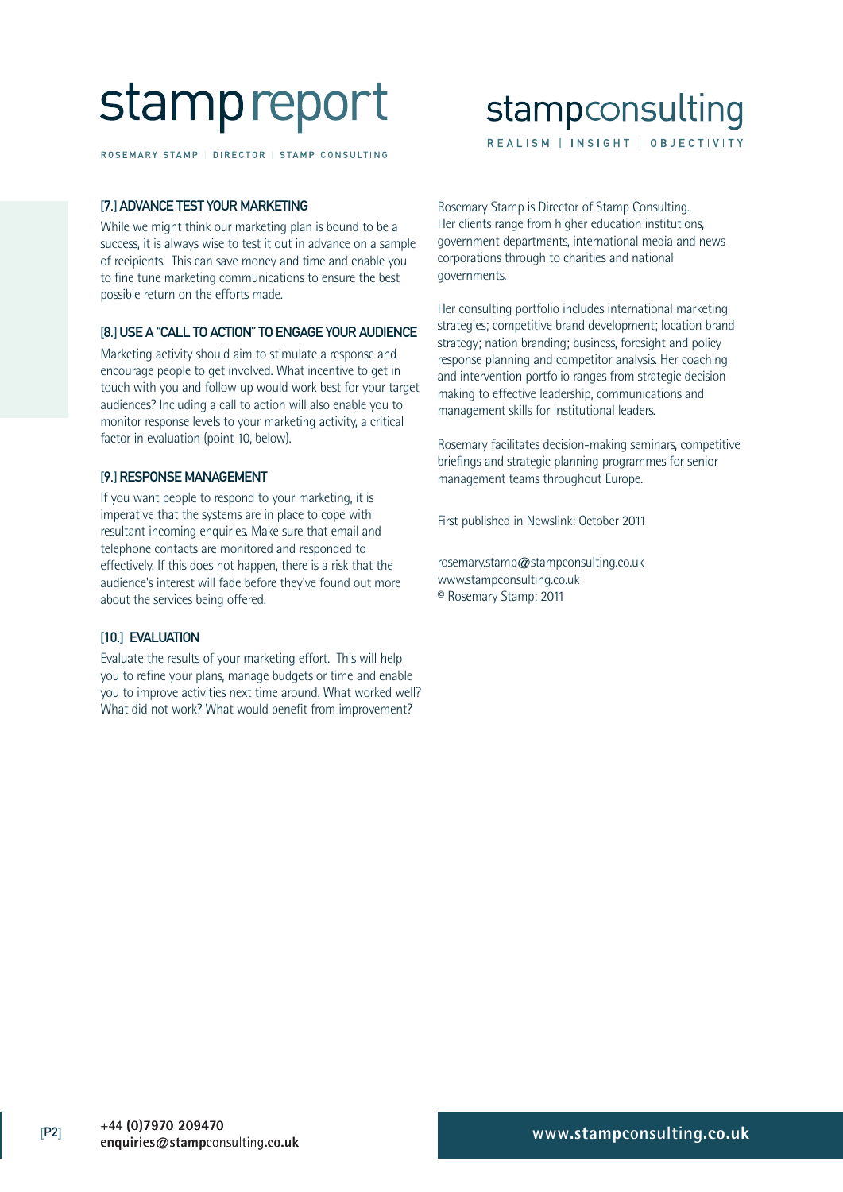# stamp report

ROSEMARY STAMP | DIRECTOR | STAMP CONSULTING

stampconsulting

REALISM | INSIGHT | OBJECTIVITY

### [7.] ADVANCE TEST YOUR MARKETING

While we might think our marketing plan is bound to be a success, it is always wise to test it out in advance on a sample of recipients. This can save money and time and enable you to fine tune marketing communications to ensure the best possible return on the efforts made.

### [8.] USE A "CALL TO ACTION" TO ENGAGE YOUR AUDIENCE

Marketing activity should aim to stimulate a response and encourage people to get involved. What incentive to get in touch with you and follow up would work best for your target audiences? Including a call to action will also enable you to monitor response levels to your marketing activity, a critical factor in evaluation (point 10, below).

### [9.] RESPONSE MANAGEMENT

If you want people to respond to your marketing, it is imperative that the systems are in place to cope with resultant incoming enquiries. Make sure that email and telephone contacts are monitored and responded to effectively. If this does not happen, there is a risk that the audience's interest will fade before they've found out more about the services being offered.

### [10.] EVALUATION

Evaluate the results of your marketing effort. This will help you to refine your plans, manage budgets or time and enable you to improve activities next time around. What worked well? What did not work? What would benefit from improvement?

Rosemary Stamp is Director of Stamp Consulting. Her clients range from higher education institutions, government departments, international media and news corporations through to charities and national governments.

Her consulting portfolio includes international marketing strategies; competitive brand development; location brand strategy; nation branding; business, foresight and policy response planning and competitor analysis. Her coaching and intervention portfolio ranges from strategic decision making to effective leadership, communications and management skills for institutional leaders.

Rosemary facilitates decision-making seminars, competitive briefings and strategic planning programmes for senior management teams throughout Europe.

First published in Newslink: October 2011

rosemary.stamp@stampconsulting.co.uk
www.stampconsulting.co.uk
© Rosemary Stamp: 2011

+44 (0)7970 209470
enquiries@stampconsulting.co.uk

www.stampconsulting.co.uk